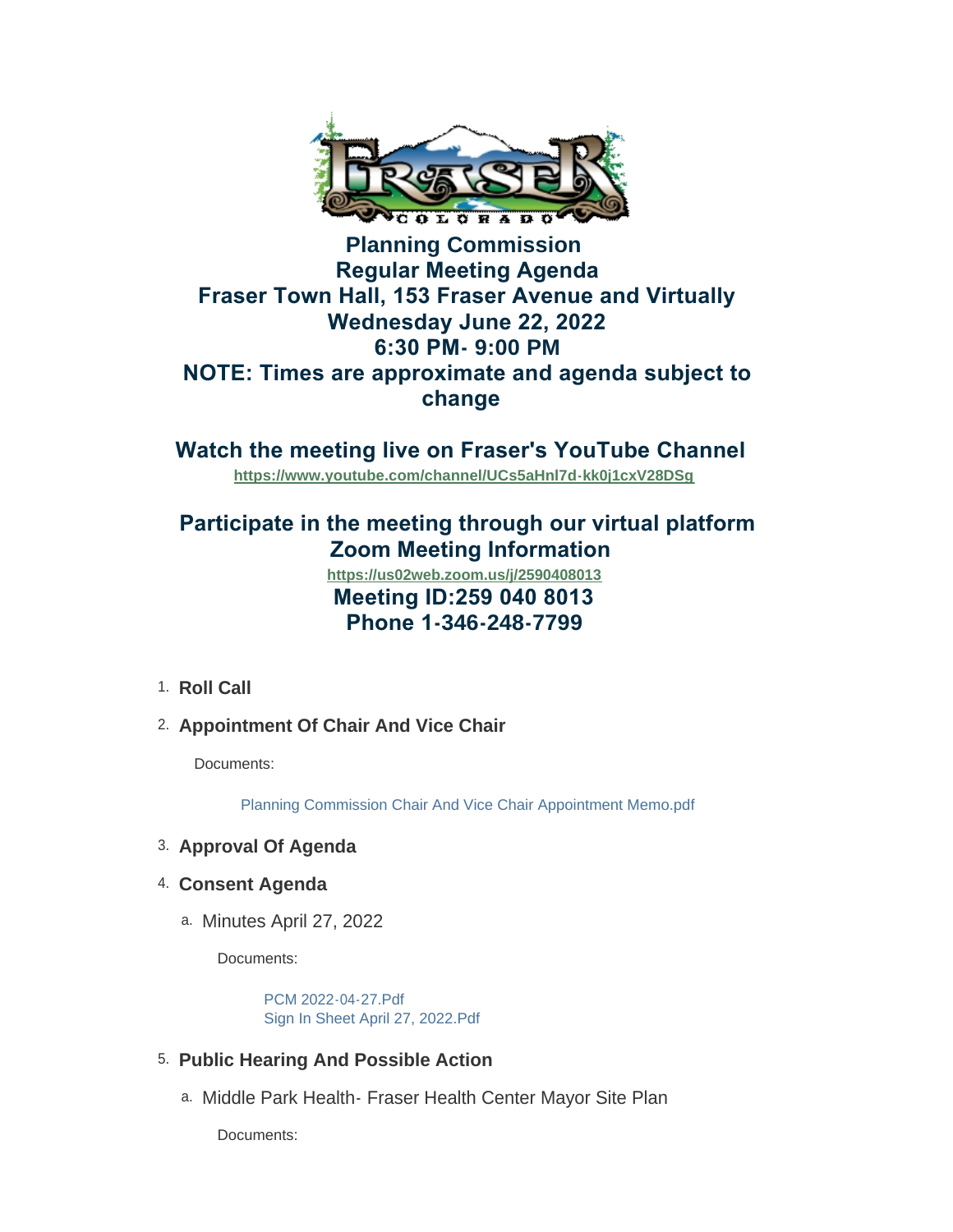# Planning Commission
# Regular Meeting Agenda
# Fraser Town Hall, 153 Fraser Avenue and Virtually
# Wednesday June 22, 2022
# 6:30 PM- 9:00 PM
# NOTE: Times are approximate and agenda subject to change

## Watch the meeting live on Fraser's YouTube Channel

https://www.youtube.com/channel/UCs5aHnl7d-kk0j1cxV28DSg

## Participate in the meeting through our virtual platform
## Zoom Meeting Information

https://us02web.zoom.us/j/2590408013

## Meeting ID:259 040 8013
## Phone 1-346-248-7799

1. **Roll Call**
2. **Appointment Of Chair And Vice Chair**

   Documents:

   Planning Commission Chair And Vice Chair Appointment Memo.pdf

3. **Approval Of Agenda**
4. **Consent Agenda**
   a. Minutes April 27, 2022

      Documents:

      PCM 2022-04-27.Pdf
      Sign In Sheet April 27, 2022.Pdf

5. **Public Hearing And Possible Action**
   a. Middle Park Health- Fraser Health Center Mayor Site Plan

      Documents: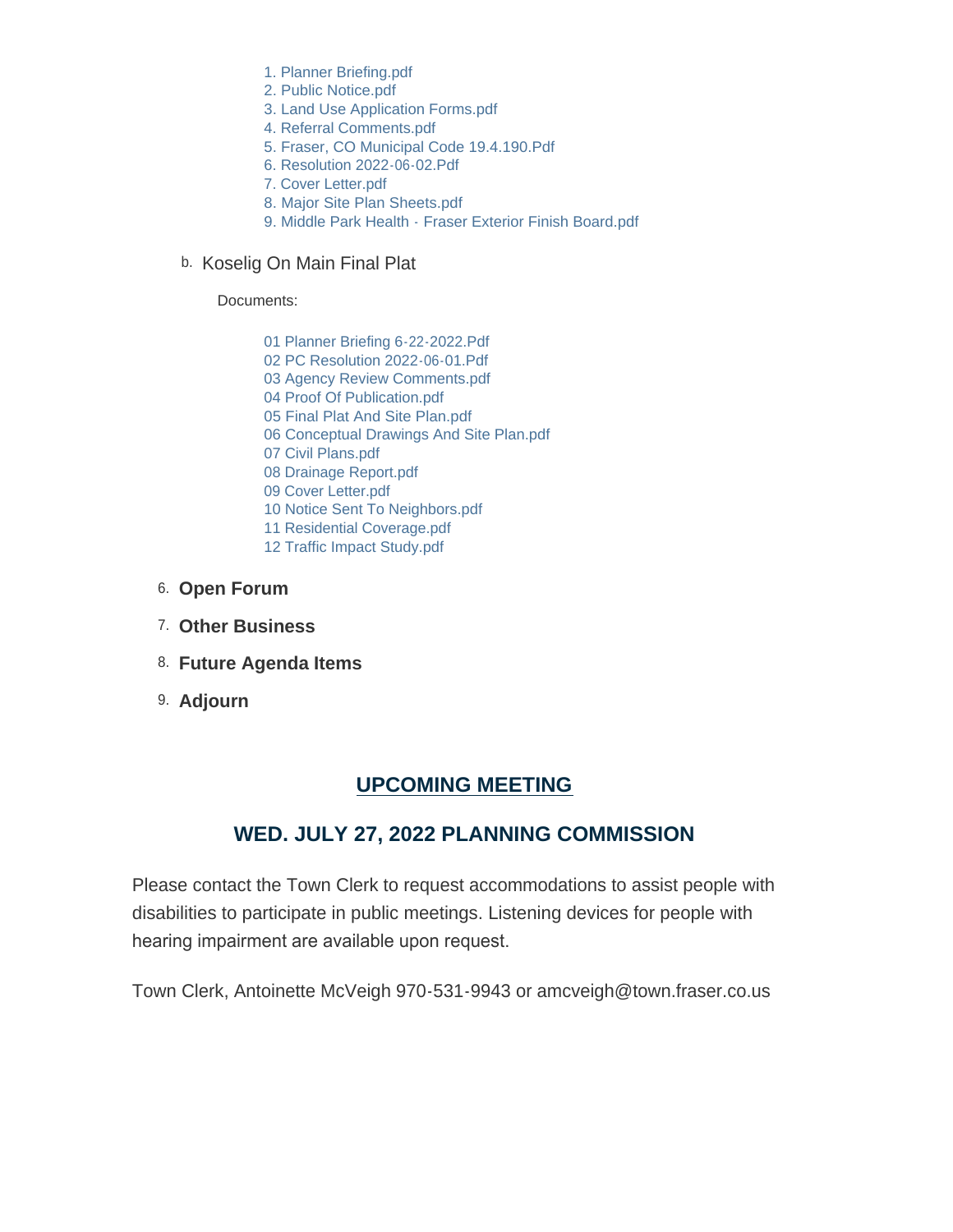1. Planner Briefing.pdf
2. Public Notice.pdf
3. Land Use Application Forms.pdf
4. Referral Comments.pdf
5. Fraser, CO Municipal Code 19.4.190.Pdf
6. Resolution 2022-06-02.Pdf
7. Cover Letter.pdf
8. Major Site Plan Sheets.pdf
9. Middle Park Health - Fraser Exterior Finish Board.pdf

b. Koselig On Main Final Plat

Documents:

01 Planner Briefing 6-22-2022.Pdf
02 PC Resolution 2022-06-01.Pdf
03 Agency Review Comments.pdf
04 Proof Of Publication.pdf
05 Final Plat And Site Plan.pdf
06 Conceptual Drawings And Site Plan.pdf
07 Civil Plans.pdf
08 Drainage Report.pdf
09 Cover Letter.pdf
10 Notice Sent To Neighbors.pdf
11 Residential Coverage.pdf
12 Traffic Impact Study.pdf

6. **Open Forum**
7. **Other Business**
8. **Future Agenda Items**
9. **Adjourn**

## UPCOMING MEETING

## WED. JULY 27, 2022 PLANNING COMMISSION

Please contact the Town Clerk to request accommodations to assist people with disabilities to participate in public meetings. Listening devices for people with hearing impairment are available upon request.

Town Clerk, Antoinette McVeigh 970-531-9943 or amcveigh@town.fraser.co.us